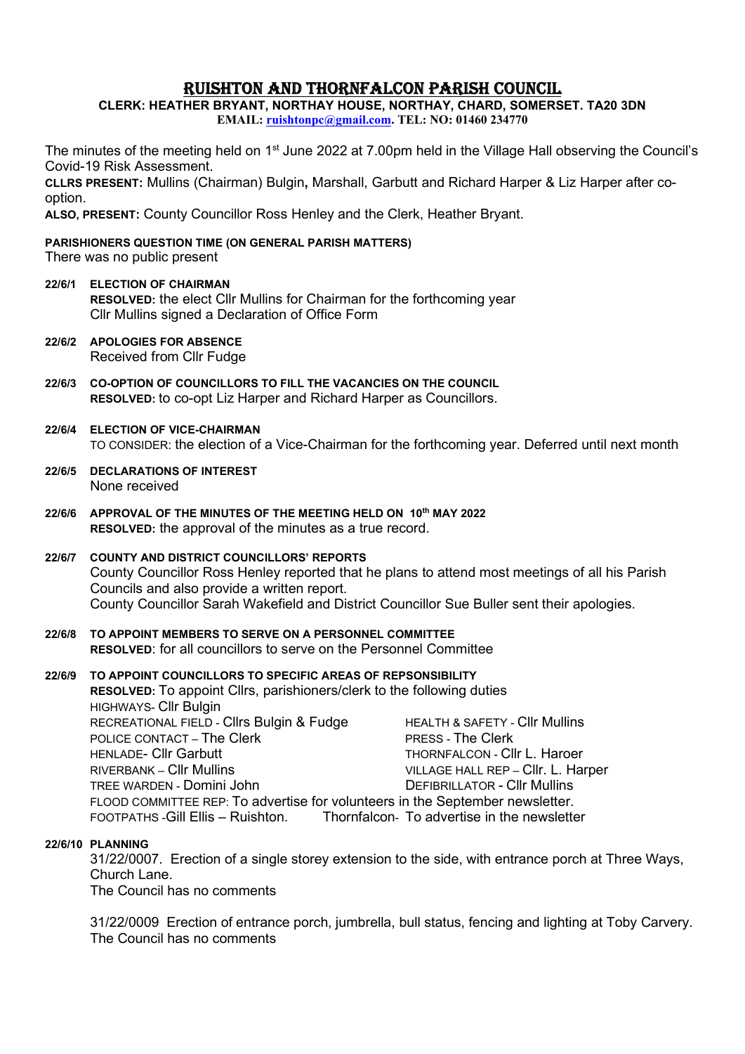# RUISHTON AND THORNFALCON PARISH COUNCIL

**CLERK: HEATHER BRYANT, NORTHAY HOUSE, NORTHAY, CHARD, SOMERSET. TA20 3DN**
**EMAIL: ruishtonpc@gmail.com. TEL: NO: 01460 234770**

The minutes of the meeting held on 1st June 2022 at 7.00pm held in the Village Hall observing the Council's Covid-19 Risk Assessment.

**CLLRS PRESENT:** Mullins (Chairman) Bulgin**,** Marshall, Garbutt and Richard Harper & Liz Harper after co-option.

**ALSO, PRESENT:** County Councillor Ross Henley and the Clerk, Heather Bryant.

**PARISHIONERS QUESTION TIME (ON GENERAL PARISH MATTERS)**
There was no public present

**22/6/1 ELECTION OF CHAIRMAN**
**RESOLVED:** the elect Cllr Mullins for Chairman for the forthcoming year
Cllr Mullins signed a Declaration of Office Form

**22/6/2 APOLOGIES FOR ABSENCE**
Received from Cllr Fudge

**22/6/3 CO-OPTION OF COUNCILLORS TO FILL THE VACANCIES ON THE COUNCIL**
**RESOLVED:** to co-opt Liz Harper and Richard Harper as Councillors.

**22/6/4 ELECTION OF VICE-CHAIRMAN**
TO CONSIDER: the election of a Vice-Chairman for the forthcoming year. Deferred until next month

**22/6/5 DECLARATIONS OF INTEREST**
None received

**22/6/6 APPROVAL OF THE MINUTES OF THE MEETING HELD ON 10th MAY 2022**
**RESOLVED:** the approval of the minutes as a true record.

**22/6/7 COUNTY AND DISTRICT COUNCILLORS' REPORTS**
County Councillor Ross Henley reported that he plans to attend most meetings of all his Parish Councils and also provide a written report.
County Councillor Sarah Wakefield and District Councillor Sue Buller sent their apologies.

**22/6/8 TO APPOINT MEMBERS TO SERVE ON A PERSONNEL COMMITTEE**
**RESOLVED**: for all councillors to serve on the Personnel Committee

**22/6/9 TO APPOINT COUNCILLORS TO SPECIFIC AREAS OF REPSONSIBILITY**
**RESOLVED:** To appoint Cllrs, parishioners/clerk to the following duties

HIGHWAYS- Cllr Bulgin
RECREATIONAL FIELD - Cllrs Bulgin & Fudge
HEALTH & SAFETY - Cllr Mullins
POLICE CONTACT – The Clerk
PRESS - The Clerk
HENLADE- Cllr Garbutt
THORNFALCON - Cllr L. Haroer
RIVERBANK – Cllr Mullins
VILLAGE HALL REP – Cllr. L. Harper
TREE WARDEN - Domini John
DEFIBRILLATOR - Cllr Mullins
FLOOD COMMITTEE REP: To advertise for volunteers in the September newsletter.
FOOTPATHS -Gill Ellis – Ruishton. Thornfalcon- To advertise in the newsletter

**22/6/10 PLANNING**
31/22/0007. Erection of a single storey extension to the side, with entrance porch at Three Ways, Church Lane.
The Council has no comments

31/22/0009 Erection of entrance porch, jumbrella, bull status, fencing and lighting at Toby Carvery.
The Council has no comments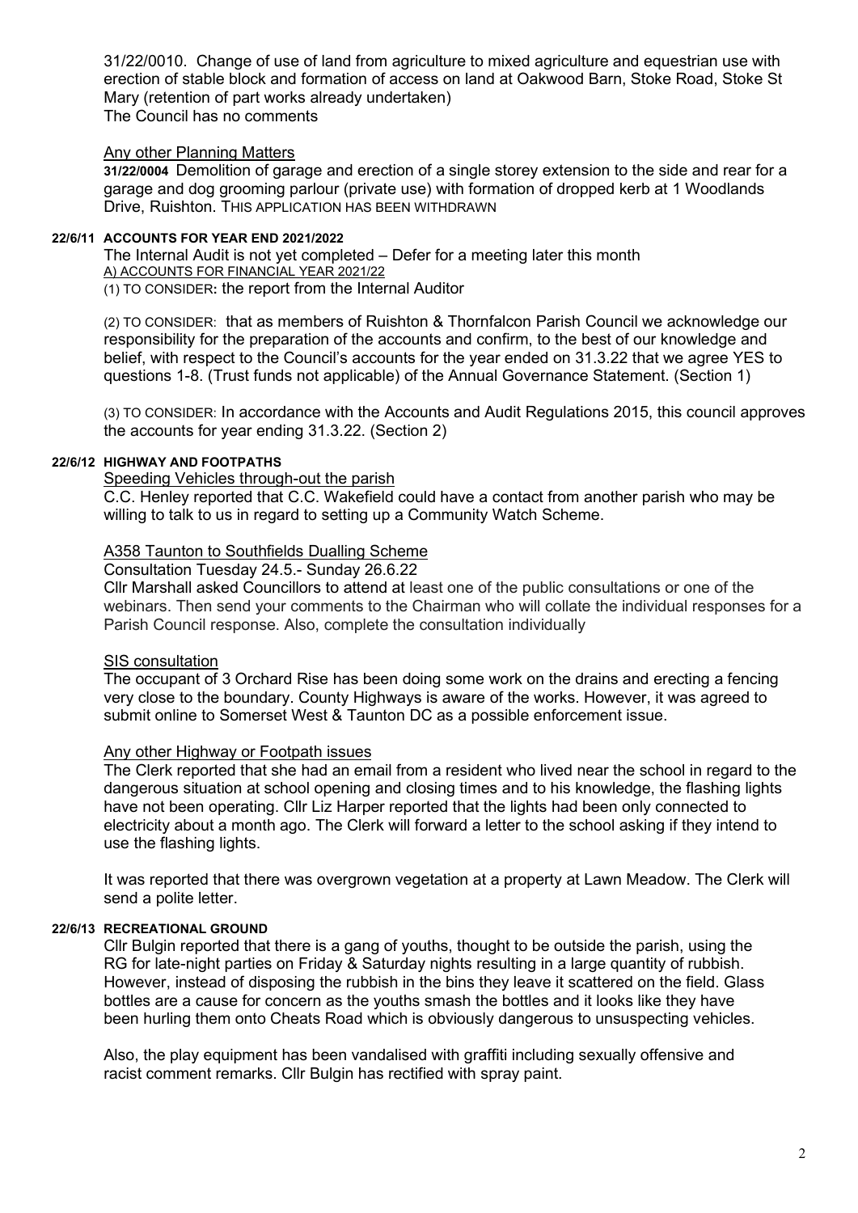31/22/0010. Change of use of land from agriculture to mixed agriculture and equestrian use with erection of stable block and formation of access on land at Oakwood Barn, Stoke Road, Stoke St Mary (retention of part works already undertaken)
The Council has no comments

Any other Planning Matters

**31/22/0004** Demolition of garage and erection of a single storey extension to the side and rear for a garage and dog grooming parlour (private use) with formation of dropped kerb at 1 Woodlands Drive, Ruishton. THIS APPLICATION HAS BEEN WITHDRAWN

**22/6/11 ACCOUNTS FOR YEAR END 2021/2022**

The Internal Audit is not yet completed – Defer for a meeting later this month

A) ACCOUNTS FOR FINANCIAL YEAR 2021/22

(1) TO CONSIDER**:** the report from the Internal Auditor

(2) TO CONSIDER: that as members of Ruishton & Thornfalcon Parish Council we acknowledge our responsibility for the preparation of the accounts and confirm, to the best of our knowledge and belief, with respect to the Council's accounts for the year ended on 31.3.22 that we agree YES to questions 1-8. (Trust funds not applicable) of the Annual Governance Statement. (Section 1)

(3) TO CONSIDER: In accordance with the Accounts and Audit Regulations 2015, this council approves the accounts for year ending 31.3.22. (Section 2)

**22/6/12 HIGHWAY AND FOOTPATHS**

Speeding Vehicles through-out the parish

C.C. Henley reported that C.C. Wakefield could have a contact from another parish who may be willing to talk to us in regard to setting up a Community Watch Scheme.

A358 Taunton to Southfields Dualling Scheme

Consultation Tuesday 24.5.- Sunday 26.6.22

Cllr Marshall asked Councillors to attend at least one of the public consultations or one of the webinars. Then send your comments to the Chairman who will collate the individual responses for a Parish Council response. Also, complete the consultation individually

SIS consultation

The occupant of 3 Orchard Rise has been doing some work on the drains and erecting a fencing very close to the boundary. County Highways is aware of the works. However, it was agreed to submit online to Somerset West & Taunton DC as a possible enforcement issue.

Any other Highway or Footpath issues

The Clerk reported that she had an email from a resident who lived near the school in regard to the dangerous situation at school opening and closing times and to his knowledge, the flashing lights have not been operating. Cllr Liz Harper reported that the lights had been only connected to electricity about a month ago. The Clerk will forward a letter to the school asking if they intend to use the flashing lights.

It was reported that there was overgrown vegetation at a property at Lawn Meadow. The Clerk will send a polite letter.

**22/6/13 RECREATIONAL GROUND**

Cllr Bulgin reported that there is a gang of youths, thought to be outside the parish, using the RG for late-night parties on Friday & Saturday nights resulting in a large quantity of rubbish. However, instead of disposing the rubbish in the bins they leave it scattered on the field. Glass bottles are a cause for concern as the youths smash the bottles and it looks like they have been hurling them onto Cheats Road which is obviously dangerous to unsuspecting vehicles.

Also, the play equipment has been vandalised with graffiti including sexually offensive and racist comment remarks. Cllr Bulgin has rectified with spray paint.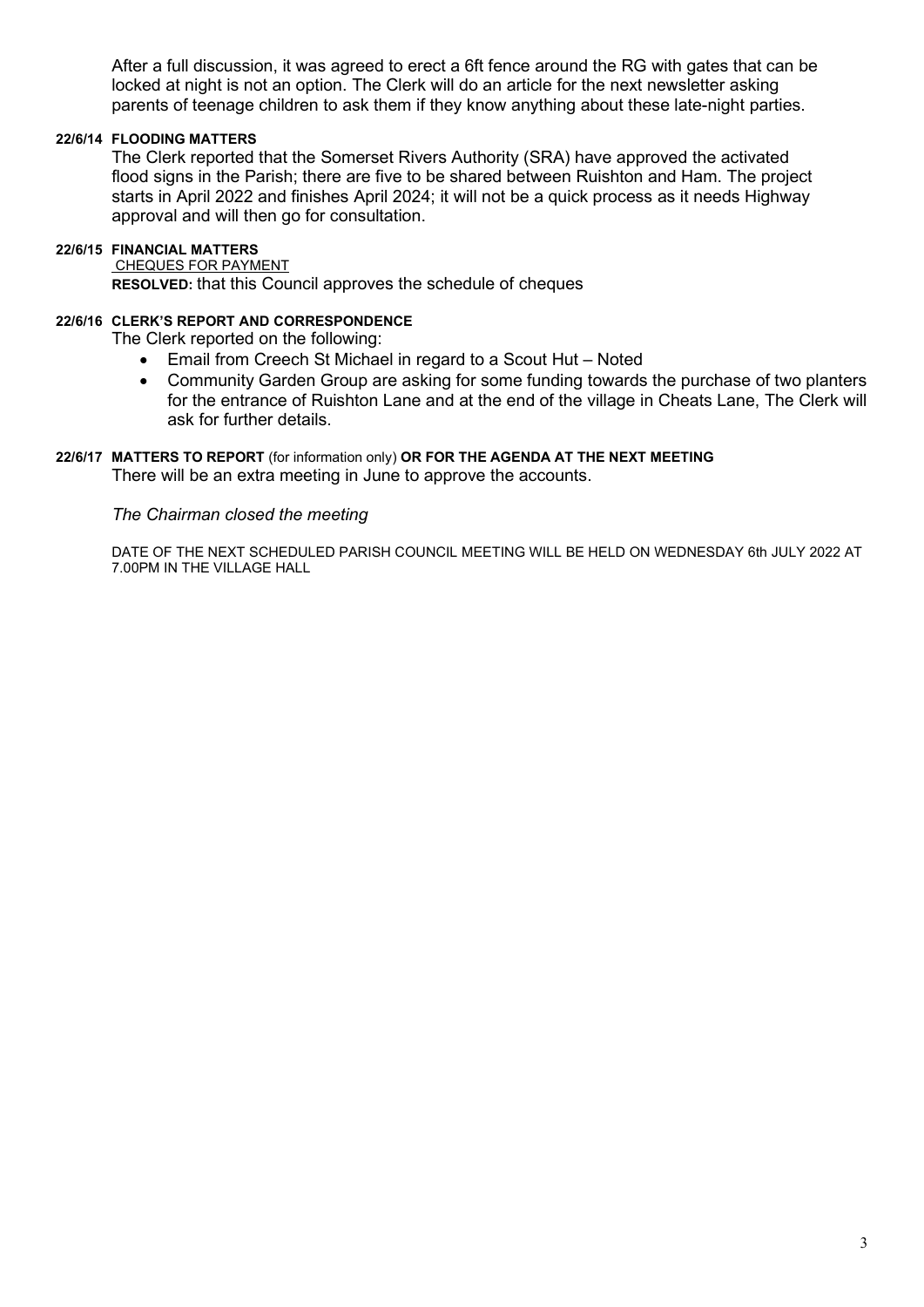After a full discussion, it was agreed to erect a 6ft fence around the RG with gates that can be locked at night is not an option. The Clerk will do an article for the next newsletter asking parents of teenage children to ask them if they know anything about these late-night parties.

**22/6/14 FLOODING MATTERS**

The Clerk reported that the Somerset Rivers Authority (SRA) have approved the activated flood signs in the Parish; there are five to be shared between Ruishton and Ham. The project starts in April 2022 and finishes April 2024; it will not be a quick process as it needs Highway approval and will then go for consultation.

**22/6/15 FINANCIAL MATTERS**

CHEQUES FOR PAYMENT

**RESOLVED:** that this Council approves the schedule of cheques

**22/6/16 CLERK'S REPORT AND CORRESPONDENCE**

The Clerk reported on the following:

- Email from Creech St Michael in regard to a Scout Hut – Noted
- Community Garden Group are asking for some funding towards the purchase of two planters for the entrance of Ruishton Lane and at the end of the village in Cheats Lane, The Clerk will ask for further details.

**22/6/17 MATTERS TO REPORT** (for information only) **OR FOR THE AGENDA AT THE NEXT MEETING**

There will be an extra meeting in June to approve the accounts.

*The Chairman closed the meeting*

DATE OF THE NEXT SCHEDULED PARISH COUNCIL MEETING WILL BE HELD ON WEDNESDAY 6th JULY 2022 AT 7.00PM IN THE VILLAGE HALL